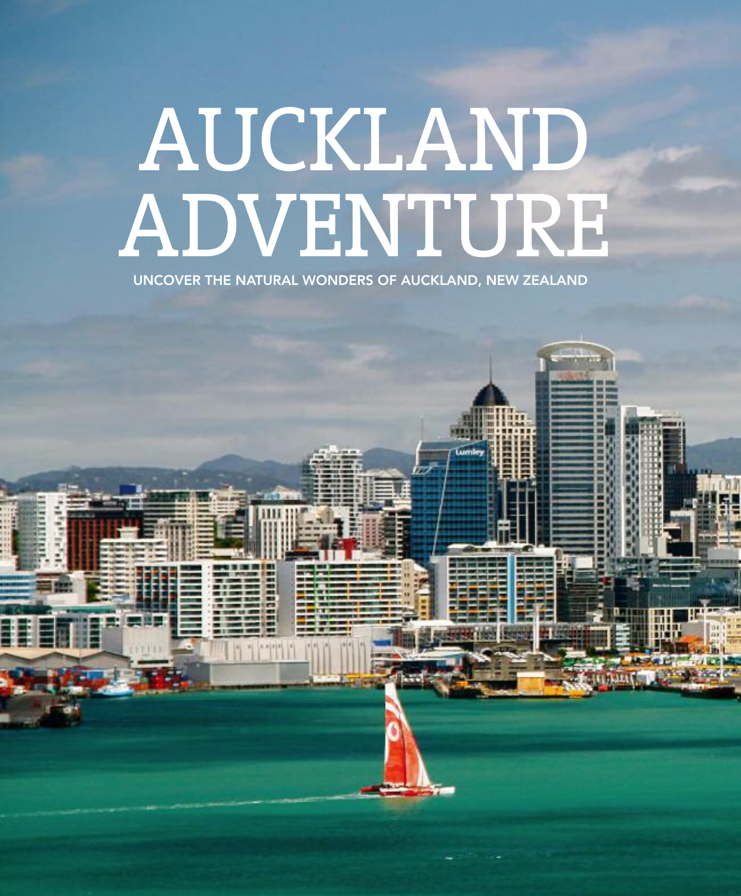# AUCKLAND ADVENTURE

UNCOVER THE NATURAL WONDERS OF AUCKLAND, NEW ZEALAND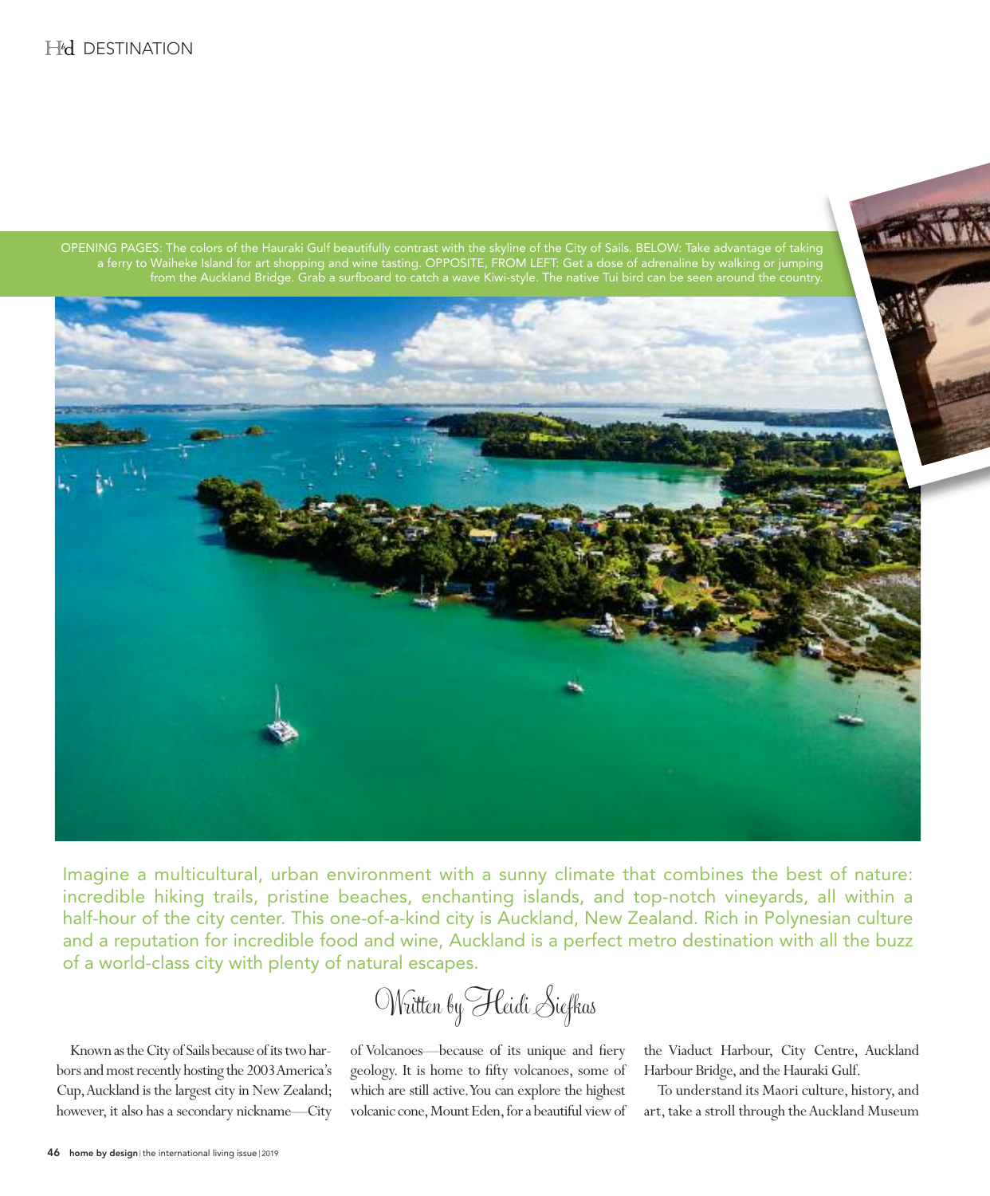OPENING PAGES: The colors of the Hauraki Gulf beautifully contrast with the skyline of the City of Sails. BELOW: Take advantage of taking a ferry to Waiheke Island for art shopping and wine tasting. OPPOSITE, FROM LEFT: Get a dose of adrenaline by walking or jumping from the Auckland Bridge. Grab a surfboard to catch a wave Kiwi-style. The native Tui bird can be seen around the country.

Imagine a multicultural, urban environment with a sunny climate that combines the best of nature: incredible hiking trails, pristine beaches, enchanting islands, and top-notch vineyards, all within a half-hour of the city center. This one-of-a-kind city is Auckland, New Zealand. Rich in Polynesian culture and a reputation for incredible food and wine, Auckland is a perfect metro destination with all the buzz of a world-class city with plenty of natural escapes.

*Written by Heidi Siefkas*

Known as the City of Sails because of its two harbors and most recently hosting the 2003 America's Cup, Auckland is the largest city in New Zealand; however, it also has a secondary nickname—City of Volcanoes—because of its unique and fiery geology. It is home to fifty volcanoes, some of which are still active. You can explore the highest volcanic cone, Mount Eden, for a beautiful view of the Viaduct Harbour, City Centre, Auckland Harbour Bridge, and the Hauraki Gulf.

To understand its Maori culture, history, and art, take a stroll through the Auckland Museum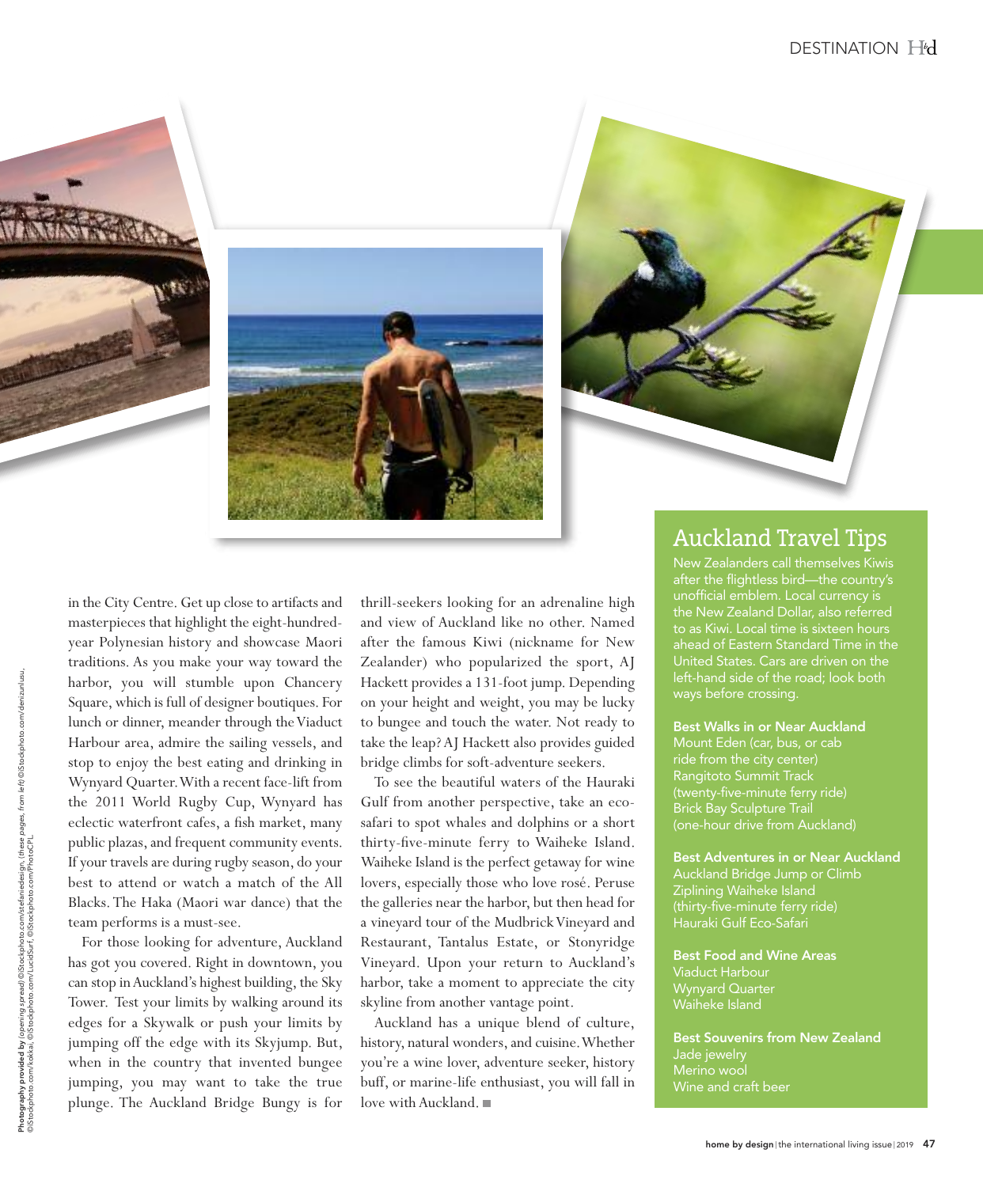in the City Centre. Get up close to artifacts and masterpieces that highlight the eight-hundred-year Polynesian history and showcase Maori traditions. As you make your way toward the harbor, you will stumble upon Chancery Square, which is full of designer boutiques. For lunch or dinner, meander through the Viaduct Harbour area, admire the sailing vessels, and stop to enjoy the best eating and drinking in Wynyard Quarter. With a recent face-lift from the 2011 World Rugby Cup, Wynyard has eclectic waterfront cafes, a fish market, many public plazas, and frequent community events. If your travels are during rugby season, do your best to attend or watch a match of the All Blacks. The Haka (Maori war dance) that the team performs is a must-see.

For those looking for adventure, Auckland has got you covered. Right in downtown, you can stop in Auckland's highest building, the Sky Tower. Test your limits by walking around its edges for a Skywalk or push your limits by jumping off the edge with its Skyjump. But, when in the country that invented bungee jumping, you may want to take the true plunge. The Auckland Bridge Bungy is for thrill-seekers looking for an adrenaline high and view of Auckland like no other. Named after the famous Kiwi (nickname for New Zealander) who popularized the sport, AJ Hackett provides a 131-foot jump. Depending on your height and weight, you may be lucky to bungee and touch the water. Not ready to take the leap? AJ Hackett also provides guided bridge climbs for soft-adventure seekers.

To see the beautiful waters of the Hauraki Gulf from another perspective, take an eco-safari to spot whales and dolphins or a short thirty-five-minute ferry to Waiheke Island. Waiheke Island is the perfect getaway for wine lovers, especially those who love rosé. Peruse the galleries near the harbor, but then head for a vineyard tour of the Mudbrick Vineyard and Restaurant, Tantalus Estate, or Stonyridge Vineyard. Upon your return to Auckland's harbor, take a moment to appreciate the city skyline from another vantage point.

Auckland has a unique blend of culture, history, natural wonders, and cuisine. Whether you're a wine lover, adventure seeker, history buff, or marine-life enthusiast, you will fall in love with Auckland. ■

## Auckland Travel Tips

New Zealanders call themselves Kiwis after the flightless bird—the country's unofficial emblem. Local currency is the New Zealand Dollar, also referred to as Kiwi. Local time is sixteen hours ahead of Eastern Standard Time in the United States. Cars are driven on the left-hand side of the road; look both ways before crossing.

**Best Walks in or Near Auckland**

Mount Eden (car, bus, or cab ride from the city center)
Rangitoto Summit Track (twenty-five-minute ferry ride)
Brick Bay Sculpture Trail (one-hour drive from Auckland)

**Best Adventures in or Near Auckland**

Auckland Bridge Jump or Climb
Ziplining Waiheke Island (thirty-five-minute ferry ride)
Hauraki Gulf Eco-Safari

**Best Food and Wine Areas**

Viaduct Harbour
Wynyard Quarter
Waiheke Island

**Best Souvenirs from New Zealand**

Jade jewelry
Merino wool
Wine and craft beer

**Photography provided by** *(opening spread)* ©iStockphoto.com/stefaniedesign, *(these pages, from left)* ©iStockphoto.com/denizunlusu, ©iStockphoto.com/kokkai, ©iStockphoto.com/LucidSurf, ©iStockphoto.com/PhotoCPL